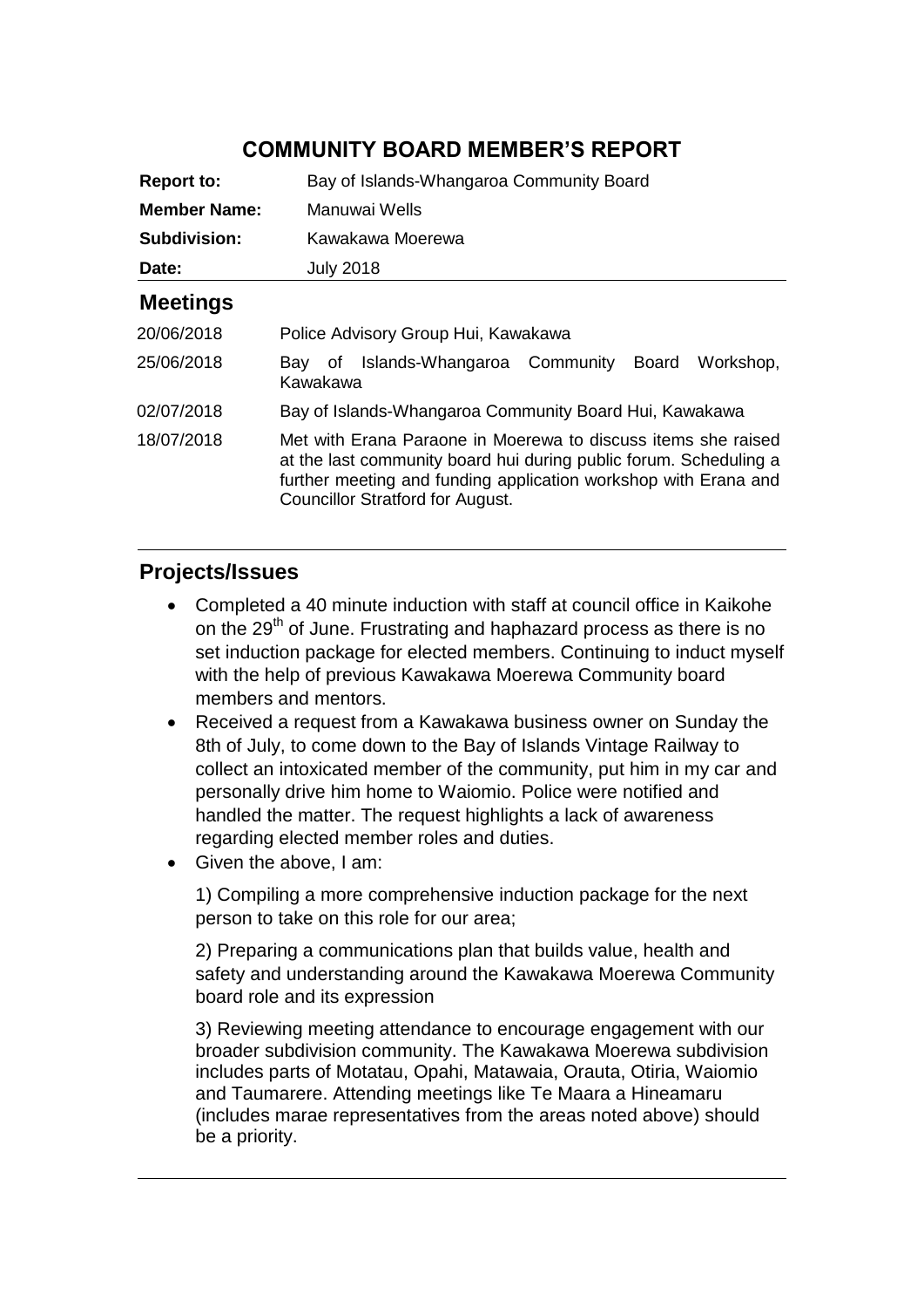# COMMUNITY BOARD MEMBER'S REPORT

| | |
|---|---|
| **Report to:** | Bay of Islands-Whangaroa Community Board |
| **Member Name:** | Manuwai Wells |
| **Subdivision:** | Kawakawa Moerewa |
| **Date:** | July 2018 |

## Meetings

| | |
|---|---|
| 20/06/2018 | Police Advisory Group Hui, Kawakawa |
| 25/06/2018 | Bay of Islands-Whangaroa Community Board Workshop, Kawakawa |
| 02/07/2018 | Bay of Islands-Whangaroa Community Board Hui, Kawakawa |
| 18/07/2018 | Met with Erana Paraone in Moerewa to discuss items she raised at the last community board hui during public forum. Scheduling a further meeting and funding application workshop with Erana and Councillor Stratford for August. |

## Projects/Issues

- Completed a 40 minute induction with staff at council office in Kaikohe on the 29th of June. Frustrating and haphazard process as there is no set induction package for elected members. Continuing to induct myself with the help of previous Kawakawa Moerewa Community board members and mentors.
- Received a request from a Kawakawa business owner on Sunday the 8th of July, to come down to the Bay of Islands Vintage Railway to collect an intoxicated member of the community, put him in my car and personally drive him home to Waiomio. Police were notified and handled the matter. The request highlights a lack of awareness regarding elected member roles and duties.
- Given the above, I am:

  1) Compiling a more comprehensive induction package for the next person to take on this role for our area;

  2) Preparing a communications plan that builds value, health and safety and understanding around the Kawakawa Moerewa Community board role and its expression

  3) Reviewing meeting attendance to encourage engagement with our broader subdivision community. The Kawakawa Moerewa subdivision includes parts of Motatau, Opahi, Matawaia, Orauta, Otiria, Waiomio and Taumarere. Attending meetings like Te Maara a Hineamaru (includes marae representatives from the areas noted above) should be a priority.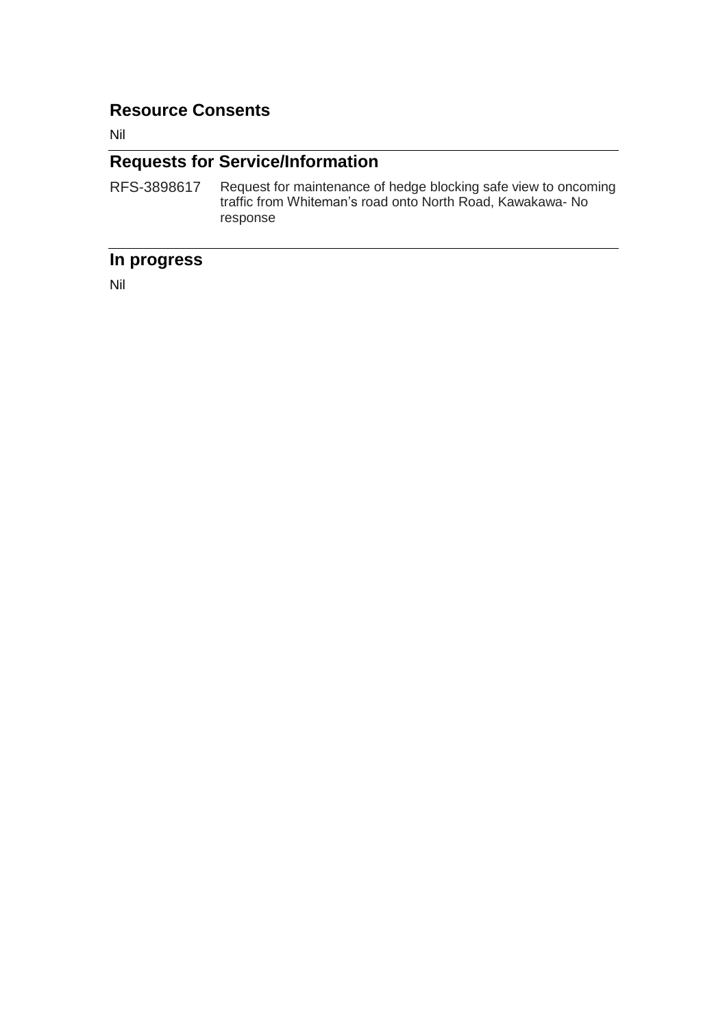## Resource Consents

Nil

## Requests for Service/Information

| | |
|---|---|
| RFS-3898617 | Request for maintenance of hedge blocking safe view to oncoming traffic from Whiteman's road onto North Road, Kawakawa- No response |

## In progress

Nil